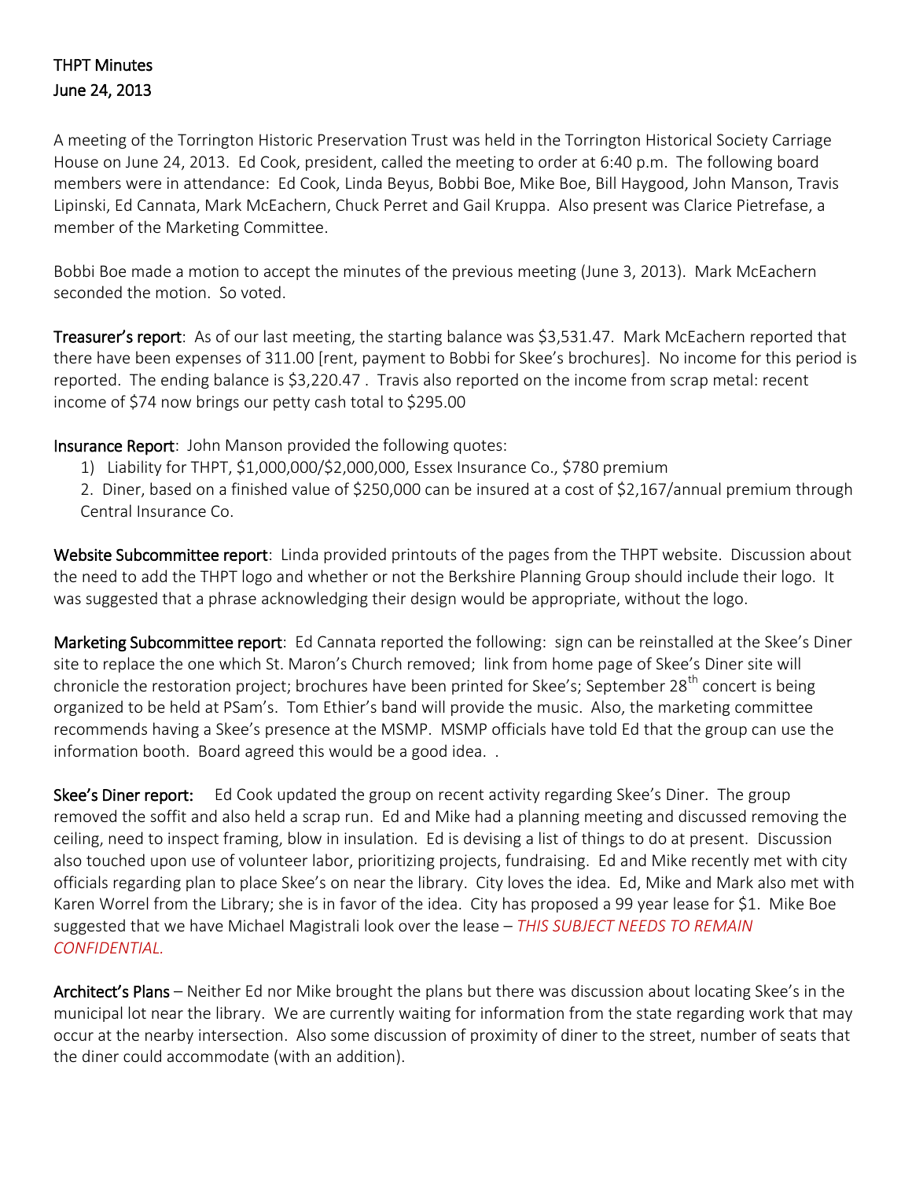# THPT Minutes
# June 24, 2013

A meeting of the Torrington Historic Preservation Trust was held in the Torrington Historical Society Carriage House on June 24, 2013. Ed Cook, president, called the meeting to order at 6:40 p.m. The following board members were in attendance: Ed Cook, Linda Beyus, Bobbi Boe, Mike Boe, Bill Haygood, John Manson, Travis Lipinski, Ed Cannata, Mark McEachern, Chuck Perret and Gail Kruppa. Also present was Clarice Pietrefase, a member of the Marketing Committee.

Bobbi Boe made a motion to accept the minutes of the previous meeting (June 3, 2013). Mark McEachern seconded the motion. So voted.

**Treasurer's report**: As of our last meeting, the starting balance was $3,531.47. Mark McEachern reported that there have been expenses of 311.00 [rent, payment to Bobbi for Skee's brochures]. No income for this period is reported. The ending balance is $3,220.47 . Travis also reported on the income from scrap metal: recent income of $74 now brings our petty cash total to $295.00

**Insurance Report**: John Manson provided the following quotes:

1) Liability for THPT, $1,000,000/$2,000,000, Essex Insurance Co., $780 premium
2. Diner, based on a finished value of $250,000 can be insured at a cost of $2,167/annual premium through Central Insurance Co.

**Website Subcommittee report**: Linda provided printouts of the pages from the THPT website. Discussion about the need to add the THPT logo and whether or not the Berkshire Planning Group should include their logo. It was suggested that a phrase acknowledging their design would be appropriate, without the logo.

**Marketing Subcommittee report**: Ed Cannata reported the following: sign can be reinstalled at the Skee's Diner site to replace the one which St. Maron's Church removed; link from home page of Skee's Diner site will chronicle the restoration project; brochures have been printed for Skee's; September 28th concert is being organized to be held at PSam's. Tom Ethier's band will provide the music. Also, the marketing committee recommends having a Skee's presence at the MSMP. MSMP officials have told Ed that the group can use the information booth. Board agreed this would be a good idea. .

**Skee's Diner report:** Ed Cook updated the group on recent activity regarding Skee's Diner. The group removed the soffit and also held a scrap run. Ed and Mike had a planning meeting and discussed removing the ceiling, need to inspect framing, blow in insulation. Ed is devising a list of things to do at present. Discussion also touched upon use of volunteer labor, prioritizing projects, fundraising. Ed and Mike recently met with city officials regarding plan to place Skee's on near the library. City loves the idea. Ed, Mike and Mark also met with Karen Worrel from the Library; she is in favor of the idea. City has proposed a 99 year lease for $1. Mike Boe suggested that we have Michael Magistrali look over the lease – *THIS SUBJECT NEEDS TO REMAIN CONFIDENTIAL.*

**Architect's Plans** – Neither Ed nor Mike brought the plans but there was discussion about locating Skee's in the municipal lot near the library. We are currently waiting for information from the state regarding work that may occur at the nearby intersection. Also some discussion of proximity of diner to the street, number of seats that the diner could accommodate (with an addition).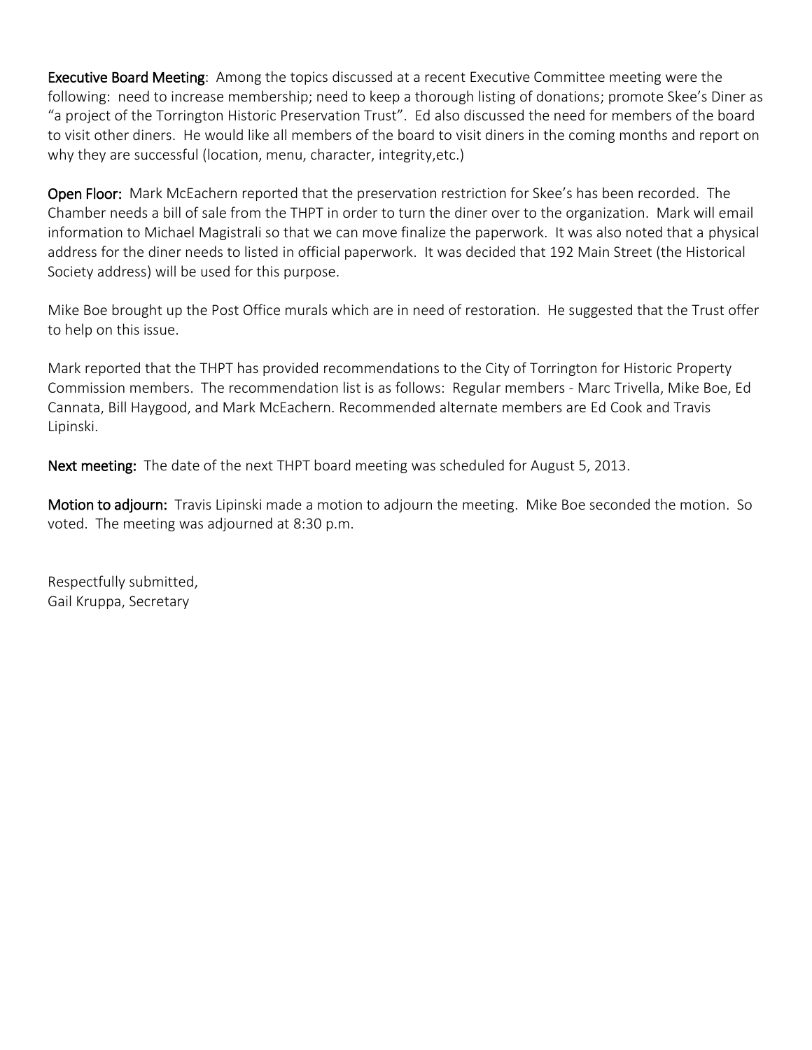**Executive Board Meeting**: Among the topics discussed at a recent Executive Committee meeting were the following: need to increase membership; need to keep a thorough listing of donations; promote Skee's Diner as "a project of the Torrington Historic Preservation Trust". Ed also discussed the need for members of the board to visit other diners. He would like all members of the board to visit diners in the coming months and report on why they are successful (location, menu, character, integrity,etc.)

**Open Floor:** Mark McEachern reported that the preservation restriction for Skee's has been recorded. The Chamber needs a bill of sale from the THPT in order to turn the diner over to the organization. Mark will email information to Michael Magistrali so that we can move finalize the paperwork. It was also noted that a physical address for the diner needs to listed in official paperwork. It was decided that 192 Main Street (the Historical Society address) will be used for this purpose.

Mike Boe brought up the Post Office murals which are in need of restoration. He suggested that the Trust offer to help on this issue.

Mark reported that the THPT has provided recommendations to the City of Torrington for Historic Property Commission members. The recommendation list is as follows: Regular members - Marc Trivella, Mike Boe, Ed Cannata, Bill Haygood, and Mark McEachern. Recommended alternate members are Ed Cook and Travis Lipinski.

**Next meeting:** The date of the next THPT board meeting was scheduled for August 5, 2013.

**Motion to adjourn:** Travis Lipinski made a motion to adjourn the meeting. Mike Boe seconded the motion. So voted. The meeting was adjourned at 8:30 p.m.

Respectfully submitted,
Gail Kruppa, Secretary